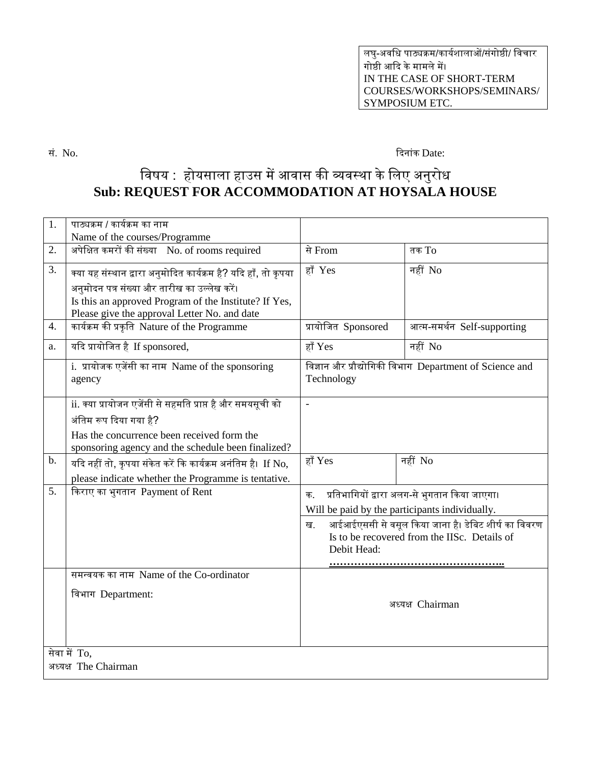लघु-अवधि पाठ्यक्रम/कार्यशालाओं/संगोष्ठी/ विचार गोष्ठी आदि के मामले में।
IN THE CASE OF SHORT-TERM COURSES/WORKSHOPS/SEMINARS/ SYMPOSIUM ETC.

सं. No. &nbsp;&nbsp;&nbsp;&nbsp;&nbsp;&nbsp;&nbsp;&nbsp;&nbsp;&nbsp;&nbsp;&nbsp;&nbsp;&nbsp;&nbsp;&nbsp;&nbsp;&nbsp;&nbsp;&nbsp;&nbsp;&nbsp;&nbsp;&nbsp;&nbsp;&nbsp;&nbsp;&nbsp;&nbsp;&nbsp;&nbsp;&nbsp;&nbsp;&nbsp;&nbsp;&nbsp;&nbsp;&nbsp;&nbsp;&nbsp; दिनांक Date:

# विषय : होयसाला हाउस में आवास की व्यवस्था के लिए अनुरोध
# Sub: REQUEST FOR ACCOMMODATION AT HOYSALA HOUSE

| | | | |
|---|---|---|---|
| 1. | पाठ्यक्रम / कार्यक्रम का नाम<br>Name of the courses/Programme | | |
| 2. | अपेक्षित कमरों की संख्या No. of rooms required | से From | तक To |
| 3. | क्या यह संस्थान द्वारा अनुमोदित कार्यक्रम है? यदि हाँ, तो कृपया अनुमोदन पत्र संख्या और तारीख का उल्लेख करें।<br>Is this an approved Program of the Institute? If Yes, Please give the approval Letter No. and date | हाँ Yes | नहीं No |
| 4. | कार्यक्रम की प्रकृति Nature of the Programme | प्रायोजित Sponsored | आत्म-समर्थन Self-supporting |
| a. | यदि प्रायोजित है If sponsored, | हाँ Yes | नहीं No |
| | i. प्रायोजक एजेंसी का नाम Name of the sponsoring agency | विज्ञान और प्रौद्योगिकी विभाग Department of Science and Technology | |
| | ii. क्या प्रायोजन एजेंसी से सहमति प्राप्त है और समयसूची को अंतिम रूप दिया गया है?<br>Has the concurrence been received form the sponsoring agency and the schedule been finalized? | - | |
| b. | यदि नहीं तो, कृपया संकेत करें कि कार्यक्रम अनंतिम है। If No, please indicate whether the Programme is tentative. | हाँ Yes | नहीं No |
| 5. | किराए का भुगतान Payment of Rent | क. प्रतिभागियों द्वारा अलग-से भुगतान किया जाएगा।<br>Will be paid by the participants individually. | |
| | | ख. आईआईएससी से वसूल किया जाना है। डेबिट शीर्ष का विवरण Is to be recovered from the IISc. Details of Debit Head:<br>………………………………………….. | |
| | समन्वयक का नाम Name of the Co-ordinator<br><br>विभाग Department: | अध्यक्ष Chairman | |

सेवा में To,
अध्यक्ष The Chairman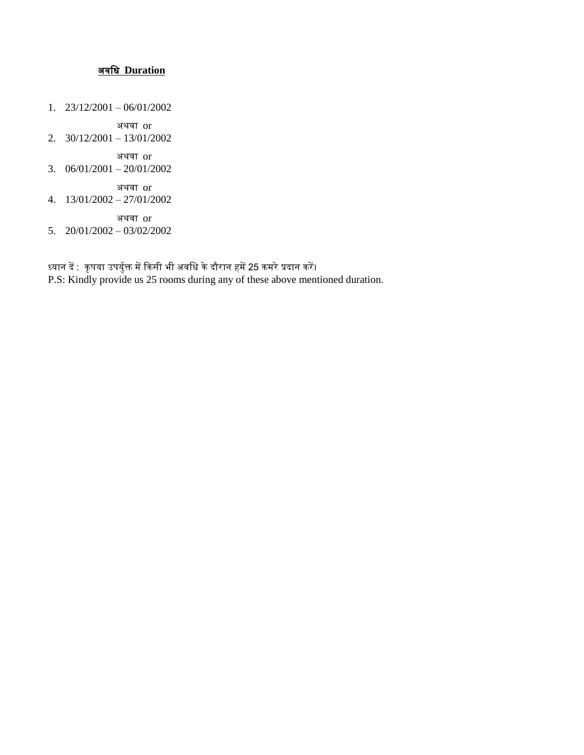**<u>अवधि Duration</u>**

1. 23/12/2001 – 06/01/2002

   अथवा or

2. 30/12/2001 – 13/01/2002

   अथवा or

3. 06/01/2001 – 20/01/2002

   अथवा or

4. 13/01/2002 – 27/01/2002

   अथवा or

5. 20/01/2002 – 03/02/2002

ध्यान दें : कृपया उपर्युक्त में किसी भी अवधि के दौरान हमें 25 कमरे प्रदान करें।
P.S: Kindly provide us 25 rooms during any of these above mentioned duration.